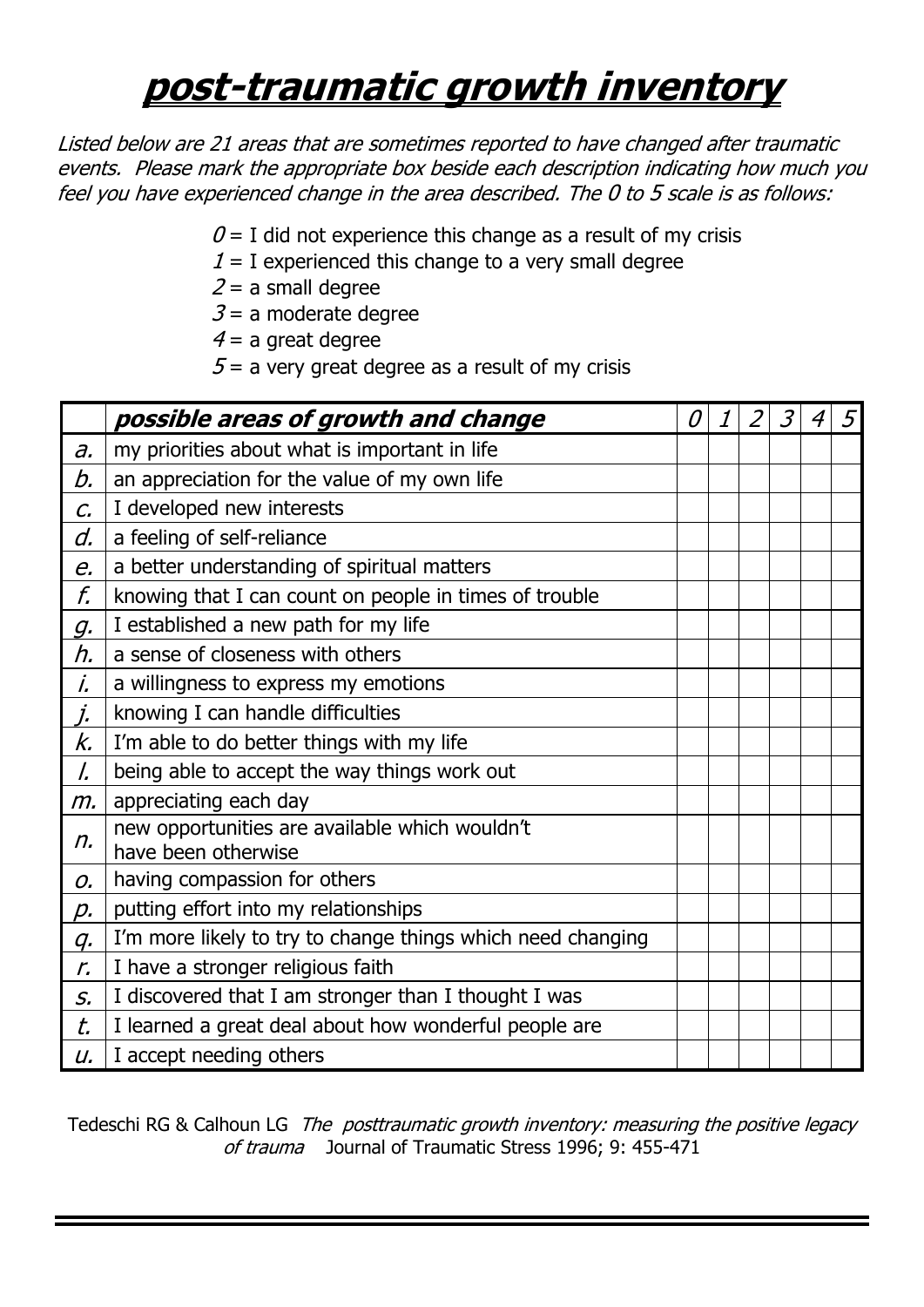# post-traumatic growth inventory

*Listed below are 21 areas that are sometimes reported to have changed after traumatic events. Please mark the appropriate box beside each description indicating how much you feel you have experienced change in the area described. The 0 to 5 scale is as follows:*

- *0* = I did not experience this change as a result of my crisis
- *1* = I experienced this change to a very small degree
- *2* = a small degree
- *3* = a moderate degree
- *4* = a great degree
- *5* = a very great degree as a result of my crisis

| | ***possible areas of growth and change*** | *0* | *1* | *2* | *3* | *4* | *5* |
|---|---|---|---|---|---|---|---|
| *a.* | my priorities about what is important in life | | | | | | |
| *b.* | an appreciation for the value of my own life | | | | | | |
| *c.* | I developed new interests | | | | | | |
| *d.* | a feeling of self-reliance | | | | | | |
| *e.* | a better understanding of spiritual matters | | | | | | |
| *f.* | knowing that I can count on people in times of trouble | | | | | | |
| *g.* | I established a new path for my life | | | | | | |
| *h.* | a sense of closeness with others | | | | | | |
| *i.* | a willingness to express my emotions | | | | | | |
| *j.* | knowing I can handle difficulties | | | | | | |
| *k.* | I'm able to do better things with my life | | | | | | |
| *l.* | being able to accept the way things work out | | | | | | |
| *m.* | appreciating each day | | | | | | |
| *n.* | new opportunities are available which wouldn't have been otherwise | | | | | | |
| *o.* | having compassion for others | | | | | | |
| *p.* | putting effort into my relationships | | | | | | |
| *q.* | I'm more likely to try to change things which need changing | | | | | | |
| *r.* | I have a stronger religious faith | | | | | | |
| *s.* | I discovered that I am stronger than I thought I was | | | | | | |
| *t.* | I learned a great deal about how wonderful people are | | | | | | |
| *u.* | I accept needing others | | | | | | |

Tedeschi RG & Calhoun LG *The posttraumatic growth inventory: measuring the positive legacy of trauma* Journal of Traumatic Stress 1996; 9: 455-471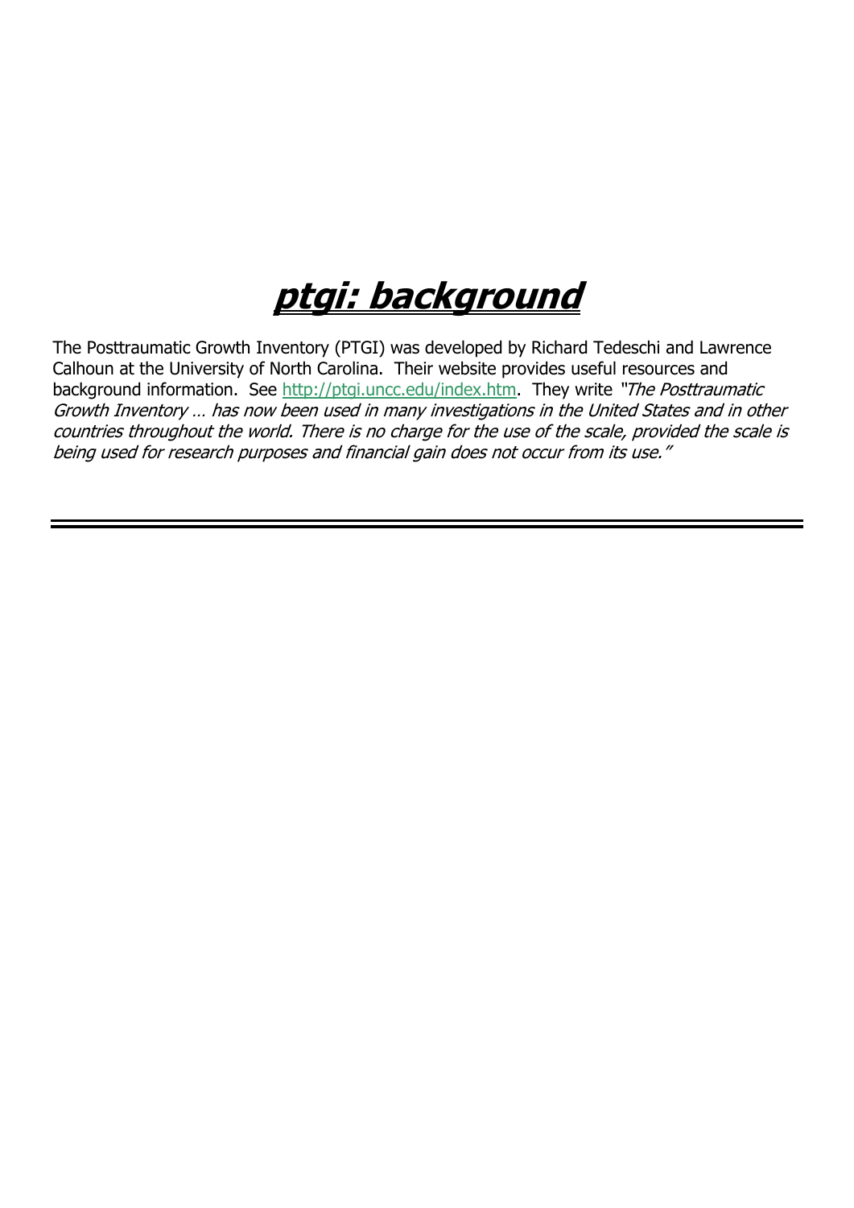# ***ptgi: background***

The Posttraumatic Growth Inventory (PTGI) was developed by Richard Tedeschi and Lawrence Calhoun at the University of North Carolina. Their website provides useful resources and background information. See [http://ptgi.uncc.edu/index.htm](http://ptgi.uncc.edu/index.htm). They write *"The Posttraumatic Growth Inventory … has now been used in many investigations in the United States and in other countries throughout the world. There is no charge for the use of the scale, provided the scale is being used for research purposes and financial gain does not occur from its use."*

---